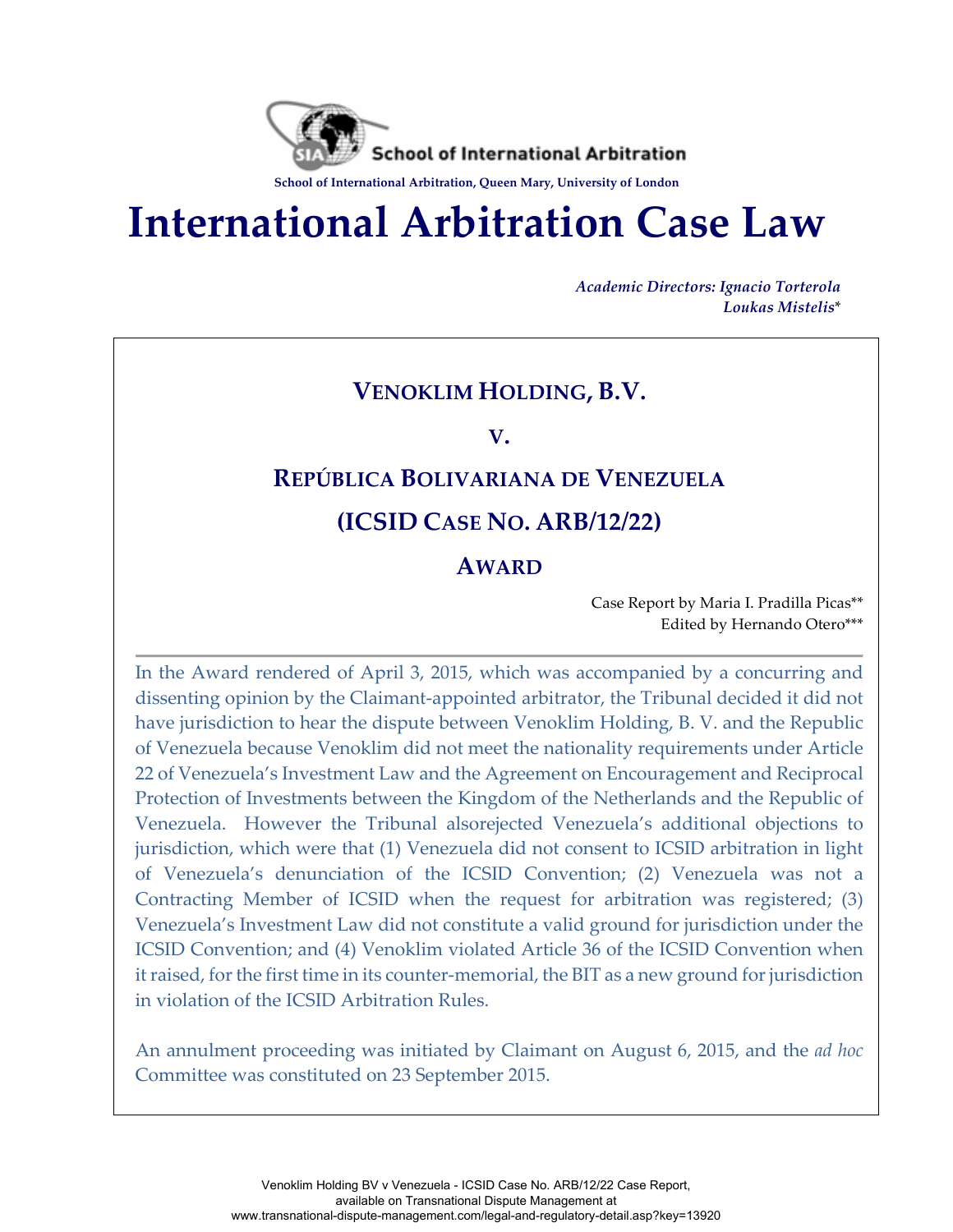School of International Arbitration

School of International Arbitration, Queen Mary, University of London

# International Arbitration Case Law

*Academic Directors: Ignacio Torterola*
*Loukas Mistelis**

## VENOKLIM HOLDING, B.V.

## V.

## REPÚBLICA BOLIVARIANA DE VENEZUELA

## (ICSID CASE NO. ARB/12/22)

## AWARD

Case Report by Maria I. Pradilla Picas**
Edited by Hernando Otero***

In the Award rendered of April 3, 2015, which was accompanied by a concurring and dissenting opinion by the Claimant-appointed arbitrator, the Tribunal decided it did not have jurisdiction to hear the dispute between Venoklim Holding, B. V. and the Republic of Venezuela because Venoklim did not meet the nationality requirements under Article 22 of Venezuela's Investment Law and the Agreement on Encouragement and Reciprocal Protection of Investments between the Kingdom of the Netherlands and the Republic of Venezuela. However the Tribunal alsorejected Venezuela's additional objections to jurisdiction, which were that (1) Venezuela did not consent to ICSID arbitration in light of Venezuela's denunciation of the ICSID Convention; (2) Venezuela was not a Contracting Member of ICSID when the request for arbitration was registered; (3) Venezuela's Investment Law did not constitute a valid ground for jurisdiction under the ICSID Convention; and (4) Venoklim violated Article 36 of the ICSID Convention when it raised, for the first time in its counter-memorial, the BIT as a new ground for jurisdiction in violation of the ICSID Arbitration Rules.

An annulment proceeding was initiated by Claimant on August 6, 2015, and the *ad hoc* Committee was constituted on 23 September 2015.

Venoklim Holding BV v Venezuela - ICSID Case No. ARB/12/22 Case Report, available on Transnational Dispute Management at www.transnational-dispute-management.com/legal-and-regulatory-detail.asp?key=13920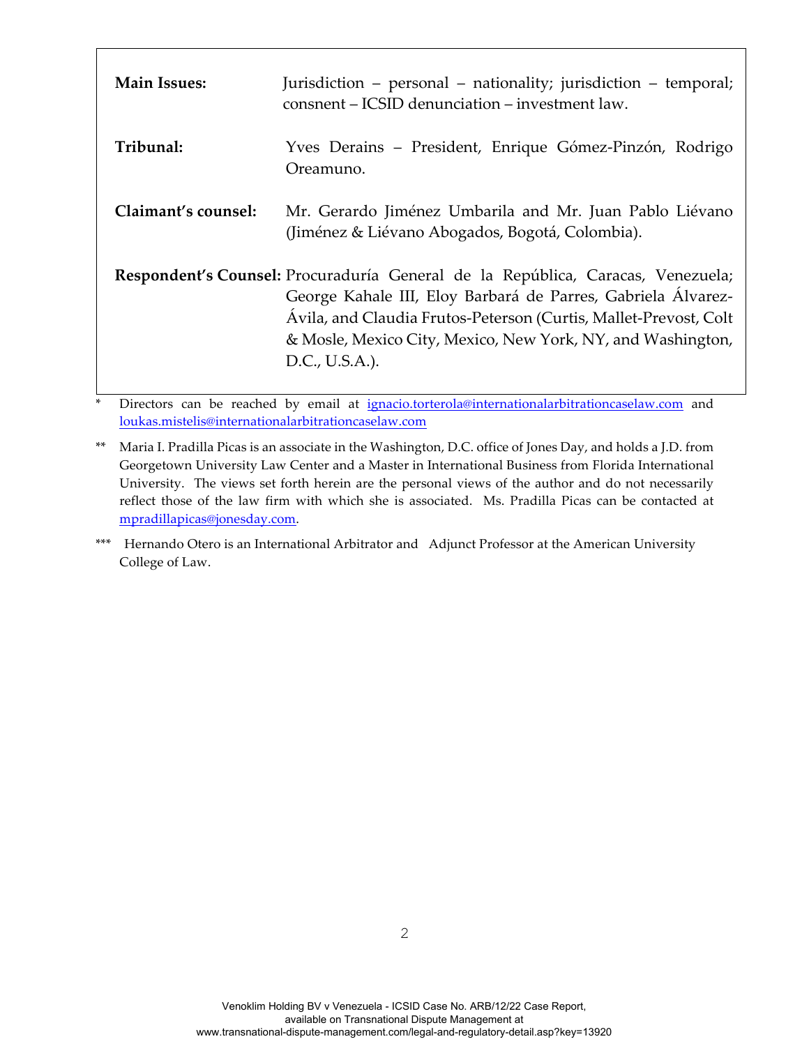| | |
|---|---|
| **Main Issues:** | Jurisdiction – personal – nationality; jurisdiction – temporal; consnent – ICSID denunciation – investment law. |
| **Tribunal:** | Yves Derains – President, Enrique Gómez-Pinzón, Rodrigo Oreamuno. |
| **Claimant's counsel:** | Mr. Gerardo Jiménez Umbarila and Mr. Juan Pablo Liévano (Jiménez & Liévano Abogados, Bogotá, Colombia). |
| **Respondent's Counsel:** | Procuraduría General de la República, Caracas, Venezuela; George Kahale III, Eloy Barbará de Parres, Gabriela Álvarez-Ávila, and Claudia Frutos-Peterson (Curtis, Mallet-Prevost, Colt & Mosle, Mexico City, Mexico, New York, NY, and Washington, D.C., U.S.A.). |

\* Directors can be reached by email at ignacio.torterola@internationalarbitrationcaselaw.com and loukas.mistelis@internationalarbitrationcaselaw.com

\*\* Maria I. Pradilla Picas is an associate in the Washington, D.C. office of Jones Day, and holds a J.D. from Georgetown University Law Center and a Master in International Business from Florida International University. The views set forth herein are the personal views of the author and do not necessarily reflect those of the law firm with which she is associated. Ms. Pradilla Picas can be contacted at mpradillapicas@jonesday.com.

\*\*\* Hernando Otero is an International Arbitrator and Adjunct Professor at the American University College of Law.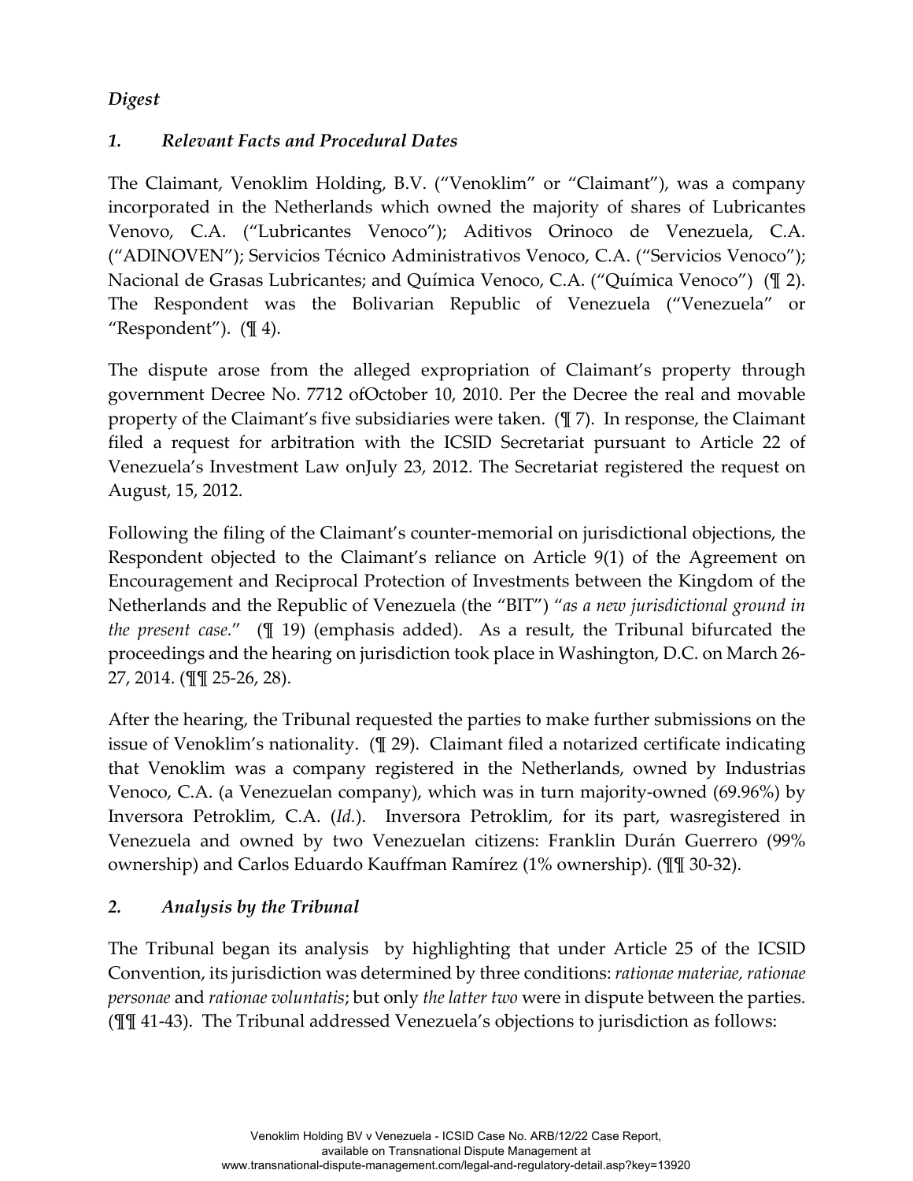## *Digest*

### *1. Relevant Facts and Procedural Dates*

The Claimant, Venoklim Holding, B.V. ("Venoklim" or "Claimant"), was a company incorporated in the Netherlands which owned the majority of shares of Lubricantes Venovo, C.A. ("Lubricantes Venoco"); Aditivos Orinoco de Venezuela, C.A. ("ADINOVEN"); Servicios Técnico Administrativos Venoco, C.A. ("Servicios Venoco"); Nacional de Grasas Lubricantes; and Química Venoco, C.A. ("Química Venoco") (¶ 2). The Respondent was the Bolivarian Republic of Venezuela ("Venezuela" or "Respondent"). (¶ 4).

The dispute arose from the alleged expropriation of Claimant's property through government Decree No. 7712 ofOctober 10, 2010. Per the Decree the real and movable property of the Claimant's five subsidiaries were taken. (¶ 7). In response, the Claimant filed a request for arbitration with the ICSID Secretariat pursuant to Article 22 of Venezuela's Investment Law onJuly 23, 2012. The Secretariat registered the request on August, 15, 2012.

Following the filing of the Claimant's counter-memorial on jurisdictional objections, the Respondent objected to the Claimant's reliance on Article 9(1) of the Agreement on Encouragement and Reciprocal Protection of Investments between the Kingdom of the Netherlands and the Republic of Venezuela (the "BIT") "*as a new jurisdictional ground in the present case.*" (¶ 19) (emphasis added). As a result, the Tribunal bifurcated the proceedings and the hearing on jurisdiction took place in Washington, D.C. on March 26-27, 2014. (¶¶ 25-26, 28).

After the hearing, the Tribunal requested the parties to make further submissions on the issue of Venoklim's nationality. (¶ 29). Claimant filed a notarized certificate indicating that Venoklim was a company registered in the Netherlands, owned by Industrias Venoco, C.A. (a Venezuelan company), which was in turn majority-owned (69.96%) by Inversora Petroklim, C.A. (*Id.*). Inversora Petroklim, for its part, wasregistered in Venezuela and owned by two Venezuelan citizens: Franklin Durán Guerrero (99% ownership) and Carlos Eduardo Kauffman Ramírez (1% ownership). (¶¶ 30-32).

### *2. Analysis by the Tribunal*

The Tribunal began its analysis by highlighting that under Article 25 of the ICSID Convention, its jurisdiction was determined by three conditions: *rationae materiae, rationae personae* and *rationae voluntatis*; but only *the latter two* were in dispute between the parties. (¶¶ 41-43). The Tribunal addressed Venezuela's objections to jurisdiction as follows: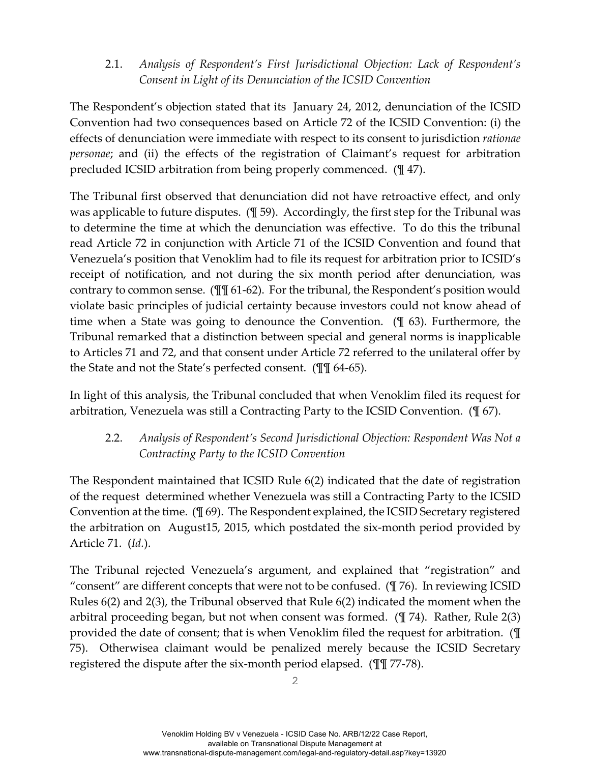### 2.1. *Analysis of Respondent's First Jurisdictional Objection: Lack of Respondent's Consent in Light of its Denunciation of the ICSID Convention*

The Respondent's objection stated that its January 24, 2012, denunciation of the ICSID Convention had two consequences based on Article 72 of the ICSID Convention: (i) the effects of denunciation were immediate with respect to its consent to jurisdiction *rationae personae*; and (ii) the effects of the registration of Claimant's request for arbitration precluded ICSID arbitration from being properly commenced. (¶ 47).

The Tribunal first observed that denunciation did not have retroactive effect, and only was applicable to future disputes. (¶ 59). Accordingly, the first step for the Tribunal was to determine the time at which the denunciation was effective. To do this the tribunal read Article 72 in conjunction with Article 71 of the ICSID Convention and found that Venezuela's position that Venoklim had to file its request for arbitration prior to ICSID's receipt of notification, and not during the six month period after denunciation, was contrary to common sense. (¶¶ 61-62). For the tribunal, the Respondent's position would violate basic principles of judicial certainty because investors could not know ahead of time when a State was going to denounce the Convention. (¶ 63). Furthermore, the Tribunal remarked that a distinction between special and general norms is inapplicable to Articles 71 and 72, and that consent under Article 72 referred to the unilateral offer by the State and not the State's perfected consent. (¶¶ 64-65).

In light of this analysis, the Tribunal concluded that when Venoklim filed its request for arbitration, Venezuela was still a Contracting Party to the ICSID Convention. (¶ 67).

### 2.2. *Analysis of Respondent's Second Jurisdictional Objection: Respondent Was Not a Contracting Party to the ICSID Convention*

The Respondent maintained that ICSID Rule 6(2) indicated that the date of registration of the request determined whether Venezuela was still a Contracting Party to the ICSID Convention at the time. (¶ 69). The Respondent explained, the ICSID Secretary registered the arbitration on August15, 2015, which postdated the six-month period provided by Article 71. (*Id.*).

The Tribunal rejected Venezuela's argument, and explained that "registration" and "consent" are different concepts that were not to be confused. (¶ 76). In reviewing ICSID Rules 6(2) and 2(3), the Tribunal observed that Rule 6(2) indicated the moment when the arbitral proceeding began, but not when consent was formed. (¶ 74). Rather, Rule 2(3) provided the date of consent; that is when Venoklim filed the request for arbitration. (¶ 75). Otherwisea claimant would be penalized merely because the ICSID Secretary registered the dispute after the six-month period elapsed. (¶¶ 77-78).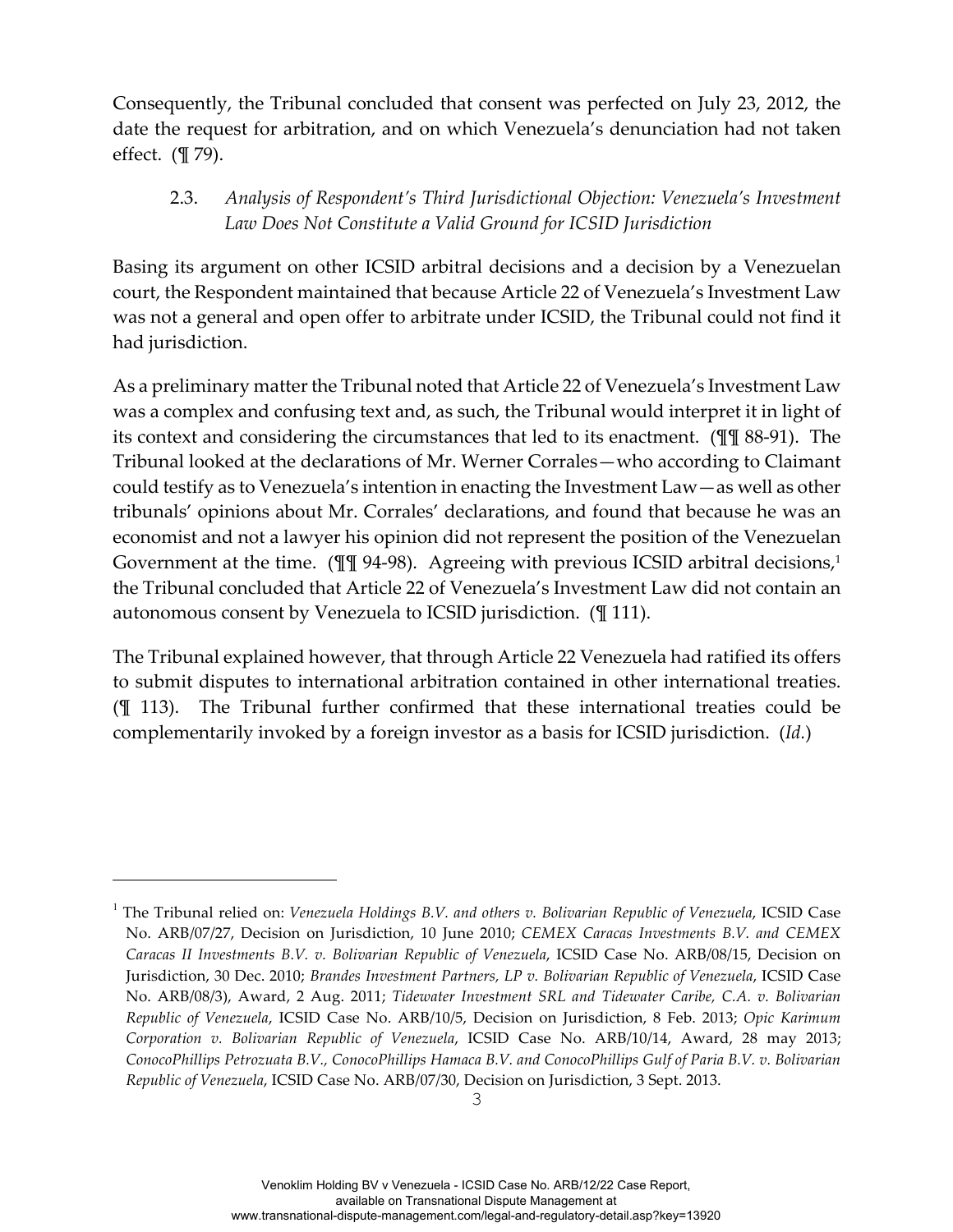Consequently, the Tribunal concluded that consent was perfected on July 23, 2012, the date the request for arbitration, and on which Venezuela's denunciation had not taken effect. (¶ 79).

### 2.3. *Analysis of Respondent's Third Jurisdictional Objection: Venezuela's Investment Law Does Not Constitute a Valid Ground for ICSID Jurisdiction*

Basing its argument on other ICSID arbitral decisions and a decision by a Venezuelan court, the Respondent maintained that because Article 22 of Venezuela's Investment Law was not a general and open offer to arbitrate under ICSID, the Tribunal could not find it had jurisdiction.

As a preliminary matter the Tribunal noted that Article 22 of Venezuela's Investment Law was a complex and confusing text and, as such, the Tribunal would interpret it in light of its context and considering the circumstances that led to its enactment. (¶¶ 88-91). The Tribunal looked at the declarations of Mr. Werner Corrales—who according to Claimant could testify as to Venezuela's intention in enacting the Investment Law—as well as other tribunals' opinions about Mr. Corrales' declarations, and found that because he was an economist and not a lawyer his opinion did not represent the position of the Venezuelan Government at the time. (¶¶ 94-98). Agreeing with previous ICSID arbitral decisions,[1] the Tribunal concluded that Article 22 of Venezuela's Investment Law did not contain an autonomous consent by Venezuela to ICSID jurisdiction. (¶ 111).

The Tribunal explained however, that through Article 22 Venezuela had ratified its offers to submit disputes to international arbitration contained in other international treaties. (¶ 113). The Tribunal further confirmed that these international treaties could be complementarily invoked by a foreign investor as a basis for ICSID jurisdiction. (*Id.*)

---

[1] The Tribunal relied on: *Venezuela Holdings B.V. and others v. Bolivarian Republic of Venezuela*, ICSID Case No. ARB/07/27, Decision on Jurisdiction, 10 June 2010; *CEMEX Caracas Investments B.V. and CEMEX Caracas II Investments B.V. v. Bolivarian Republic of Venezuela*, ICSID Case No. ARB/08/15, Decision on Jurisdiction, 30 Dec. 2010; *Brandes Investment Partners, LP v. Bolivarian Republic of Venezuela*, ICSID Case No. ARB/08/3), Award, 2 Aug. 2011; *Tidewater Investment SRL and Tidewater Caribe, C.A. v. Bolivarian Republic of Venezuela*, ICSID Case No. ARB/10/5, Decision on Jurisdiction, 8 Feb. 2013; *Opic Karimum Corporation v. Bolivarian Republic of Venezuela*, ICSID Case No. ARB/10/14, Award, 28 may 2013; *ConocoPhillips Petrozuata B.V., ConocoPhillips Hamaca B.V. and ConocoPhillips Gulf of Paria B.V. v. Bolivarian Republic of Venezuela*, ICSID Case No. ARB/07/30, Decision on Jurisdiction, 3 Sept. 2013.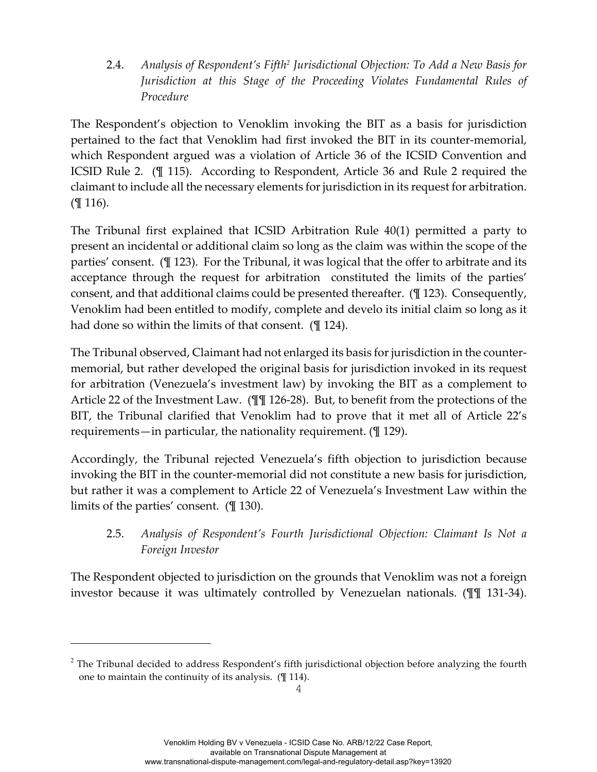### 2.4. *Analysis of Respondent's Fifth[2] Jurisdictional Objection: To Add a New Basis for Jurisdiction at this Stage of the Proceeding Violates Fundamental Rules of Procedure*

The Respondent's objection to Venoklim invoking the BIT as a basis for jurisdiction pertained to the fact that Venoklim had first invoked the BIT in its counter-memorial, which Respondent argued was a violation of Article 36 of the ICSID Convention and ICSID Rule 2. (¶ 115). According to Respondent, Article 36 and Rule 2 required the claimant to include all the necessary elements for jurisdiction in its request for arbitration. (¶ 116).

The Tribunal first explained that ICSID Arbitration Rule 40(1) permitted a party to present an incidental or additional claim so long as the claim was within the scope of the parties' consent. (¶ 123). For the Tribunal, it was logical that the offer to arbitrate and its acceptance through the request for arbitration constituted the limits of the parties' consent, and that additional claims could be presented thereafter. (¶ 123). Consequently, Venoklim had been entitled to modify, complete and develo its initial claim so long as it had done so within the limits of that consent. (¶ 124).

The Tribunal observed, Claimant had not enlarged its basis for jurisdiction in the counter-memorial, but rather developed the original basis for jurisdiction invoked in its request for arbitration (Venezuela's investment law) by invoking the BIT as a complement to Article 22 of the Investment Law. (¶¶ 126-28). But, to benefit from the protections of the BIT, the Tribunal clarified that Venoklim had to prove that it met all of Article 22's requirements—in particular, the nationality requirement. (¶ 129).

Accordingly, the Tribunal rejected Venezuela's fifth objection to jurisdiction because invoking the BIT in the counter-memorial did not constitute a new basis for jurisdiction, but rather it was a complement to Article 22 of Venezuela's Investment Law within the limits of the parties' consent. (¶ 130).

### 2.5. *Analysis of Respondent's Fourth Jurisdictional Objection: Claimant Is Not a Foreign Investor*

The Respondent objected to jurisdiction on the grounds that Venoklim was not a foreign investor because it was ultimately controlled by Venezuelan nationals. (¶¶ 131-34).

---

[2] The Tribunal decided to address Respondent's fifth jurisdictional objection before analyzing the fourth one to maintain the continuity of its analysis. (¶ 114).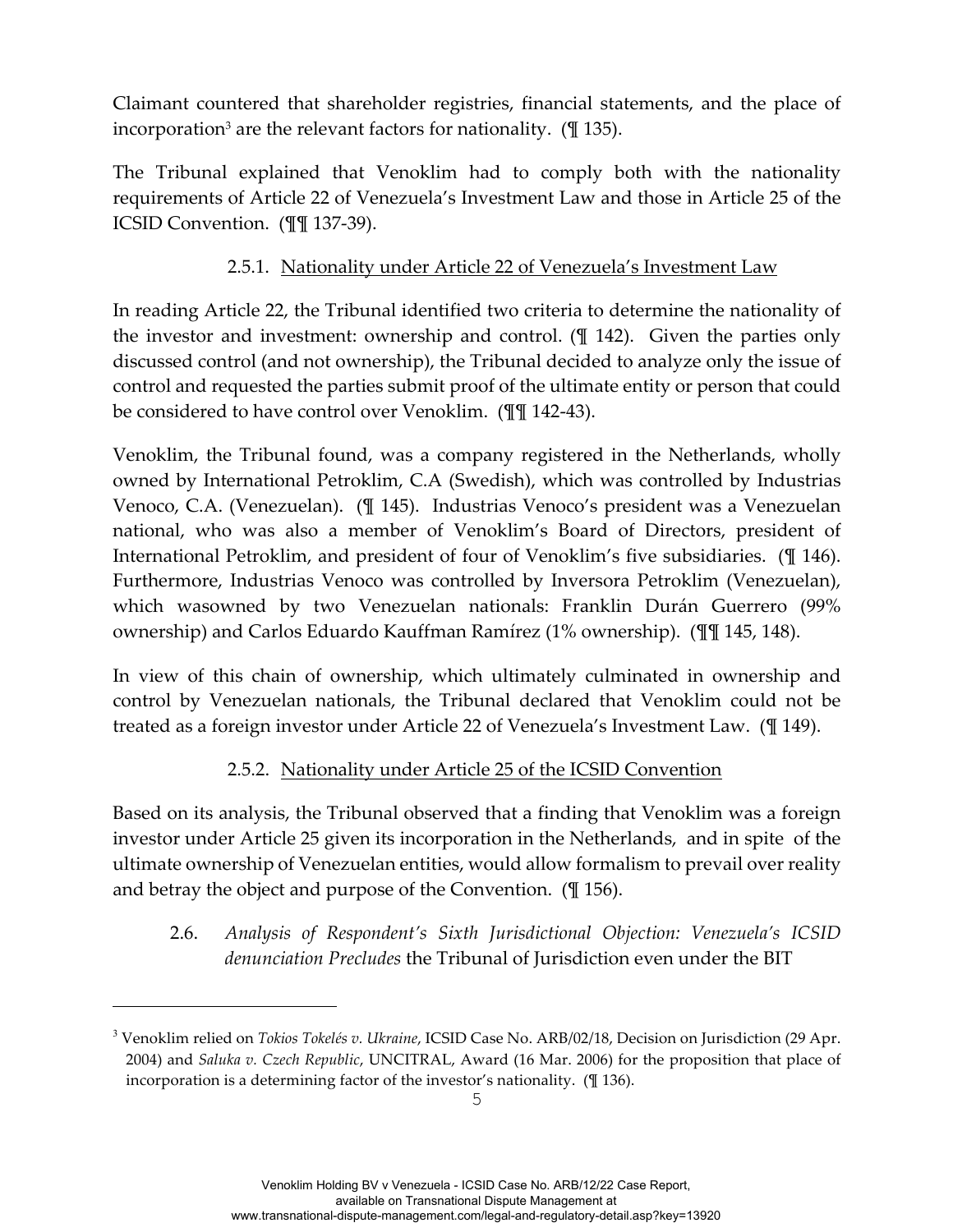Claimant countered that shareholder registries, financial statements, and the place of incorporation[3] are the relevant factors for nationality. (¶ 135).

The Tribunal explained that Venoklim had to comply both with the nationality requirements of Article 22 of Venezuela's Investment Law and those in Article 25 of the ICSID Convention. (¶¶ 137-39).

#### 2.5.1. Nationality under Article 22 of Venezuela's Investment Law

In reading Article 22, the Tribunal identified two criteria to determine the nationality of the investor and investment: ownership and control. (¶ 142). Given the parties only discussed control (and not ownership), the Tribunal decided to analyze only the issue of control and requested the parties submit proof of the ultimate entity or person that could be considered to have control over Venoklim. (¶¶ 142-43).

Venoklim, the Tribunal found, was a company registered in the Netherlands, wholly owned by International Petroklim, C.A (Swedish), which was controlled by Industrias Venoco, C.A. (Venezuelan). (¶ 145). Industrias Venoco's president was a Venezuelan national, who was also a member of Venoklim's Board of Directors, president of International Petroklim, and president of four of Venoklim's five subsidiaries. (¶ 146). Furthermore, Industrias Venoco was controlled by Inversora Petroklim (Venezuelan), which wasowned by two Venezuelan nationals: Franklin Durán Guerrero (99% ownership) and Carlos Eduardo Kauffman Ramírez (1% ownership). (¶¶ 145, 148).

In view of this chain of ownership, which ultimately culminated in ownership and control by Venezuelan nationals, the Tribunal declared that Venoklim could not be treated as a foreign investor under Article 22 of Venezuela's Investment Law. (¶ 149).

#### 2.5.2. Nationality under Article 25 of the ICSID Convention

Based on its analysis, the Tribunal observed that a finding that Venoklim was a foreign investor under Article 25 given its incorporation in the Netherlands, and in spite of the ultimate ownership of Venezuelan entities, would allow formalism to prevail over reality and betray the object and purpose of the Convention. (¶ 156).

### 2.6. *Analysis of Respondent's Sixth Jurisdictional Objection: Venezuela's ICSID denunciation Precludes* the Tribunal of Jurisdiction even under the BIT

---

[3] Venoklim relied on *Tokios Tokelés v. Ukraine*, ICSID Case No. ARB/02/18, Decision on Jurisdiction (29 Apr. 2004) and *Saluka v. Czech Republic*, UNCITRAL, Award (16 Mar. 2006) for the proposition that place of incorporation is a determining factor of the investor's nationality. (¶ 136).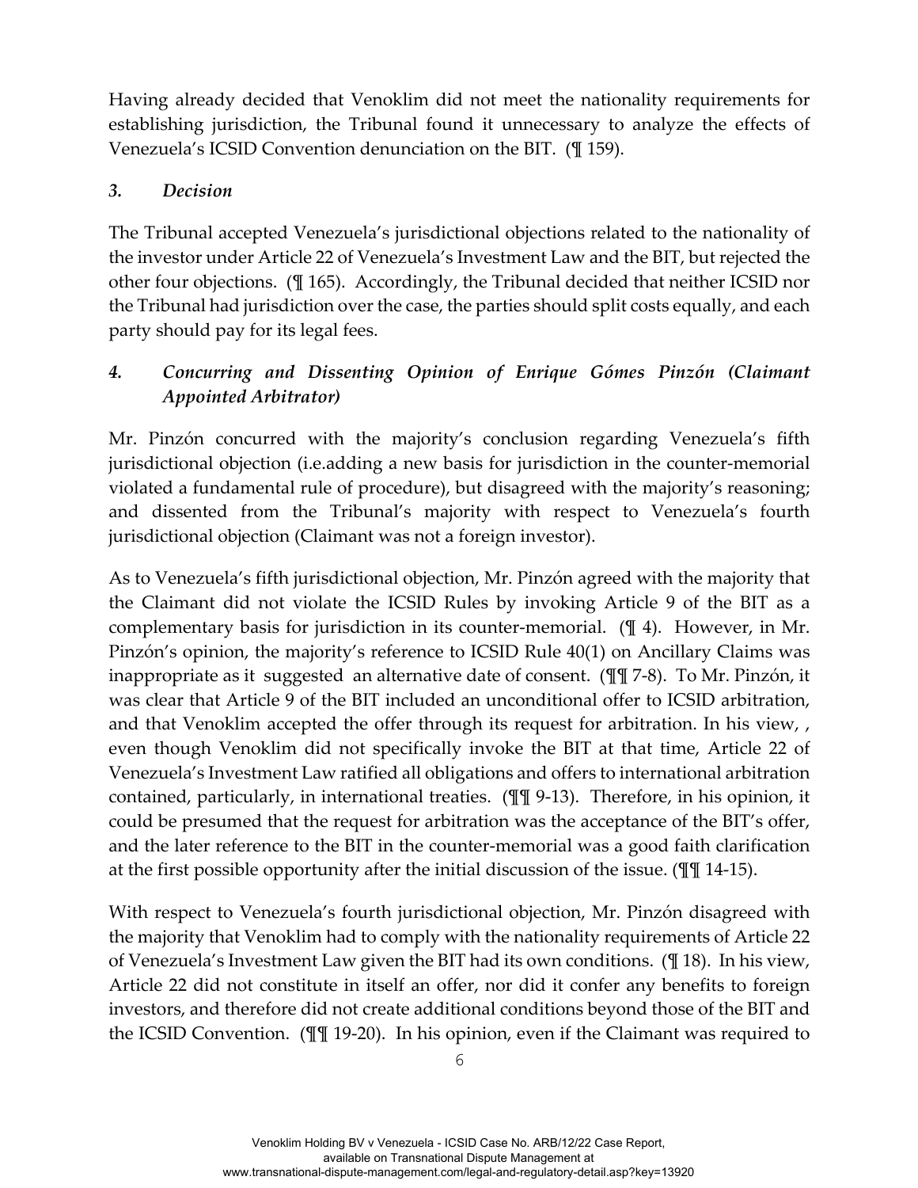Having already decided that Venoklim did not meet the nationality requirements for establishing jurisdiction, the Tribunal found it unnecessary to analyze the effects of Venezuela's ICSID Convention denunciation on the BIT. (¶ 159).

### *3. Decision*

The Tribunal accepted Venezuela's jurisdictional objections related to the nationality of the investor under Article 22 of Venezuela's Investment Law and the BIT, but rejected the other four objections. (¶ 165). Accordingly, the Tribunal decided that neither ICSID nor the Tribunal had jurisdiction over the case, the parties should split costs equally, and each party should pay for its legal fees.

### *4. Concurring and Dissenting Opinion of Enrique Gómes Pinzón (Claimant Appointed Arbitrator)*

Mr. Pinzón concurred with the majority's conclusion regarding Venezuela's fifth jurisdictional objection (i.e.adding a new basis for jurisdiction in the counter-memorial violated a fundamental rule of procedure), but disagreed with the majority's reasoning; and dissented from the Tribunal's majority with respect to Venezuela's fourth jurisdictional objection (Claimant was not a foreign investor).

As to Venezuela's fifth jurisdictional objection, Mr. Pinzón agreed with the majority that the Claimant did not violate the ICSID Rules by invoking Article 9 of the BIT as a complementary basis for jurisdiction in its counter-memorial. (¶ 4). However, in Mr. Pinzón's opinion, the majority's reference to ICSID Rule 40(1) on Ancillary Claims was inappropriate as it suggested an alternative date of consent. (¶¶ 7-8). To Mr. Pinzón, it was clear that Article 9 of the BIT included an unconditional offer to ICSID arbitration, and that Venoklim accepted the offer through its request for arbitration. In his view, , even though Venoklim did not specifically invoke the BIT at that time, Article 22 of Venezuela's Investment Law ratified all obligations and offers to international arbitration contained, particularly, in international treaties. (¶¶ 9-13). Therefore, in his opinion, it could be presumed that the request for arbitration was the acceptance of the BIT's offer, and the later reference to the BIT in the counter-memorial was a good faith clarification at the first possible opportunity after the initial discussion of the issue. (¶¶ 14-15).

With respect to Venezuela's fourth jurisdictional objection, Mr. Pinzón disagreed with the majority that Venoklim had to comply with the nationality requirements of Article 22 of Venezuela's Investment Law given the BIT had its own conditions. (¶ 18). In his view, Article 22 did not constitute in itself an offer, nor did it confer any benefits to foreign investors, and therefore did not create additional conditions beyond those of the BIT and the ICSID Convention. (¶¶ 19-20). In his opinion, even if the Claimant was required to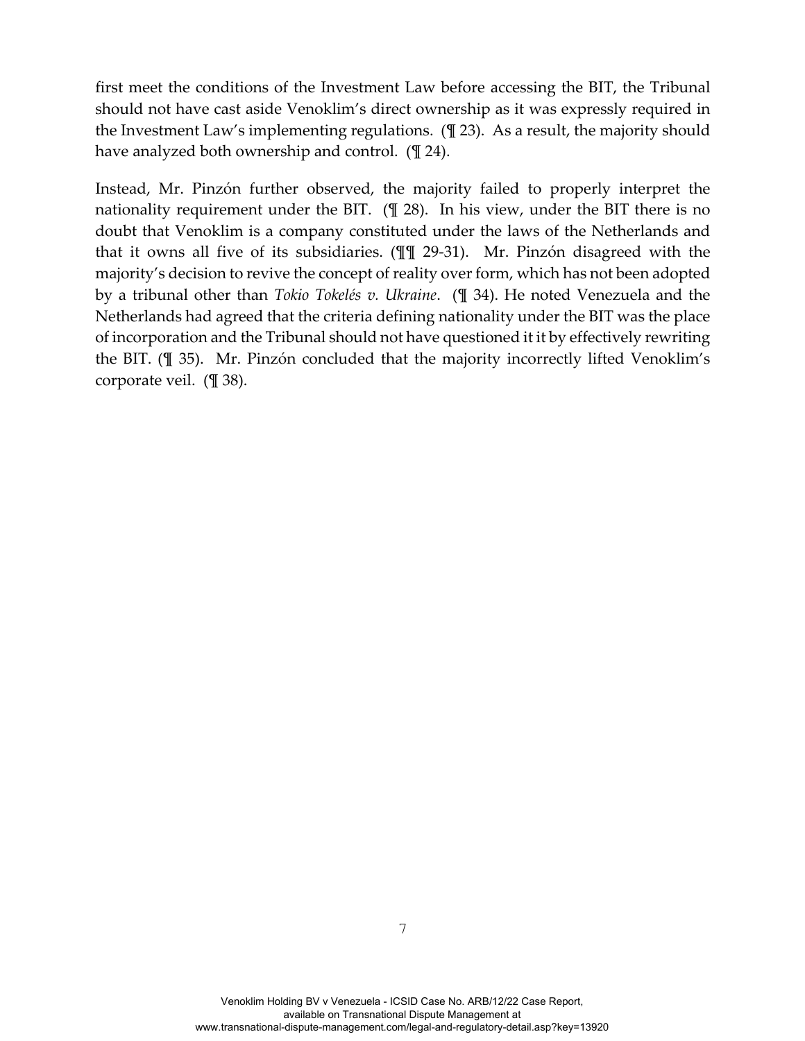first meet the conditions of the Investment Law before accessing the BIT, the Tribunal should not have cast aside Venoklim's direct ownership as it was expressly required in the Investment Law's implementing regulations. (¶ 23). As a result, the majority should have analyzed both ownership and control. (¶ 24).

Instead, Mr. Pinzón further observed, the majority failed to properly interpret the nationality requirement under the BIT. (¶ 28). In his view, under the BIT there is no doubt that Venoklim is a company constituted under the laws of the Netherlands and that it owns all five of its subsidiaries. (¶¶ 29-31). Mr. Pinzón disagreed with the majority's decision to revive the concept of reality over form, which has not been adopted by a tribunal other than *Tokio Tokelés v. Ukraine*. (¶ 34). He noted Venezuela and the Netherlands had agreed that the criteria defining nationality under the BIT was the place of incorporation and the Tribunal should not have questioned it it by effectively rewriting the BIT. (¶ 35). Mr. Pinzón concluded that the majority incorrectly lifted Venoklim's corporate veil. (¶ 38).